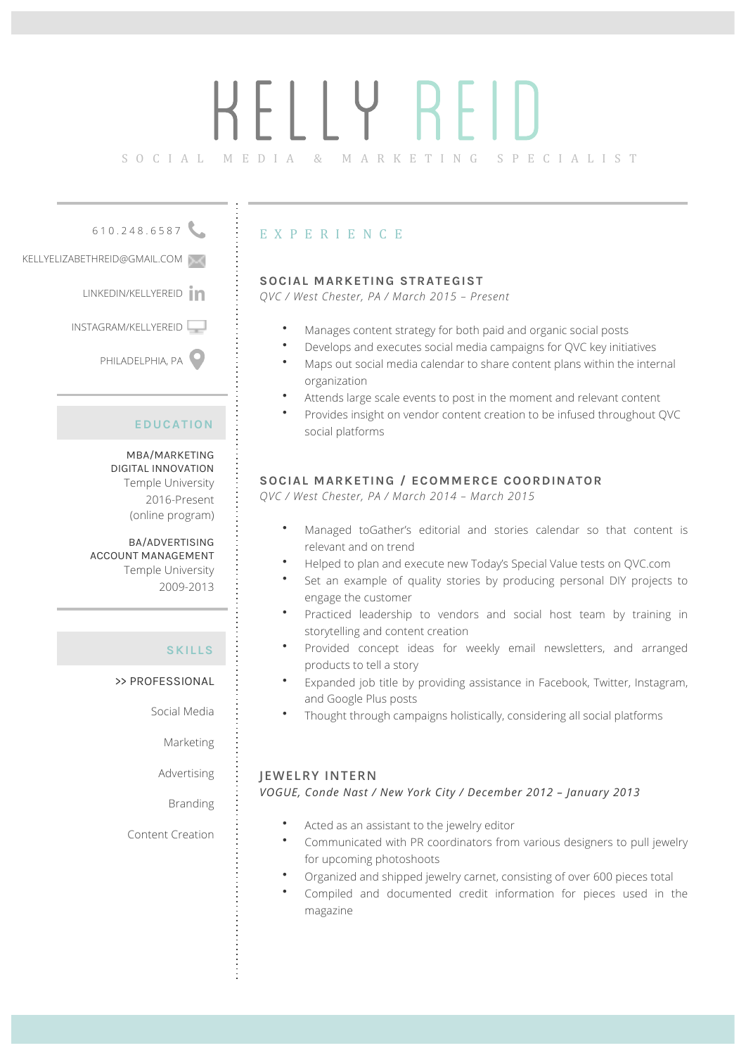# KELLY REID

SOCIAL MEDIA & MARKETING SPECIALIST

610.248.6587

KELLYELIZABETHREID@GMAIL.COM

LINKEDIN/KELLYEREID

INSTAGRAM/KELLYEREID

PHILADELPHIA, PA

## EDUCATION

MBA/MARKETING
DIGITAL INNOVATION
Temple University
2016-Present
(online program)

BA/ADVERTISING
ACCOUNT MANAGEMENT
Temple University
2009-2013

## SKILLS

>> PROFESSIONAL

Social Media

Marketing

Advertising

Branding

Content Creation

## EXPERIENCE

### SOCIAL MARKETING STRATEGIST

*QVC / West Chester, PA / March 2015 – Present*

- Manages content strategy for both paid and organic social posts
- Develops and executes social media campaigns for QVC key initiatives
- Maps out social media calendar to share content plans within the internal organization
- Attends large scale events to post in the moment and relevant content
- Provides insight on vendor content creation to be infused throughout QVC social platforms

### SOCIAL MARKETING / ECOMMERCE COORDINATOR

*QVC / West Chester, PA / March 2014 – March 2015*

- Managed toGather's editorial and stories calendar so that content is relevant and on trend
- Helped to plan and execute new Today's Special Value tests on QVC.com
- Set an example of quality stories by producing personal DIY projects to engage the customer
- Practiced leadership to vendors and social host team by training in storytelling and content creation
- Provided concept ideas for weekly email newsletters, and arranged products to tell a story
- Expanded job title by providing assistance in Facebook, Twitter, Instagram, and Google Plus posts
- Thought through campaigns holistically, considering all social platforms

### JEWELRY INTERN

*VOGUE, Conde Nast / New York City / December 2012 – January 2013*

- Acted as an assistant to the jewelry editor
- Communicated with PR coordinators from various designers to pull jewelry for upcoming photoshoots
- Organized and shipped jewelry carnet, consisting of over 600 pieces total
- Compiled and documented credit information for pieces used in the magazine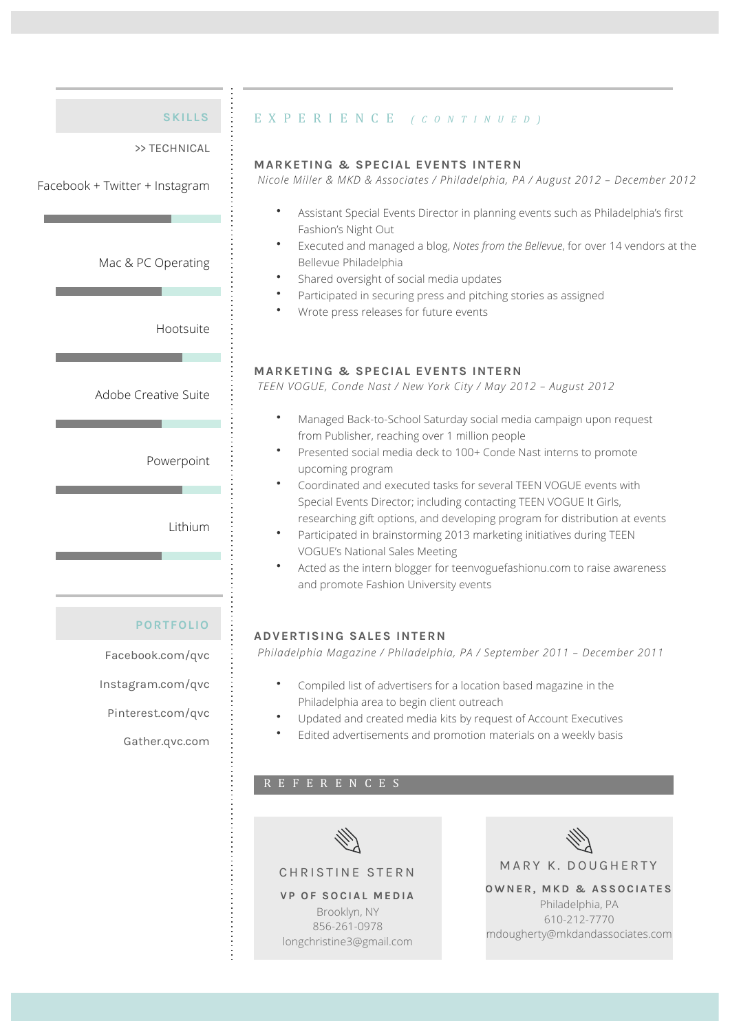## SKILLS

>> TECHNICAL

Facebook + Twitter + Instagram

Mac & PC Operating

Hootsuite

Adobe Creative Suite

Powerpoint

Lithium

## PORTFOLIO

Facebook.com/qvc

Instagram.com/qvc

Pinterest.com/qvc

Gather.qvc.com

## EXPERIENCE *(CONTINUED)*

### MARKETING & SPECIAL EVENTS INTERN

*Nicole Miller & MKD & Associates / Philadelphia, PA / August 2012 – December 2012*

- Assistant Special Events Director in planning events such as Philadelphia's first Fashion's Night Out
- Executed and managed a blog, *Notes from the Bellevue*, for over 14 vendors at the Bellevue Philadelphia
- Shared oversight of social media updates
- Participated in securing press and pitching stories as assigned
- Wrote press releases for future events

### MARKETING & SPECIAL EVENTS INTERN

*TEEN VOGUE, Conde Nast / New York City / May 2012 – August 2012*

- Managed Back-to-School Saturday social media campaign upon request from Publisher, reaching over 1 million people
- Presented social media deck to 100+ Conde Nast interns to promote upcoming program
- Coordinated and executed tasks for several TEEN VOGUE events with Special Events Director; including contacting TEEN VOGUE It Girls, researching gift options, and developing program for distribution at events
- Participated in brainstorming 2013 marketing initiatives during TEEN VOGUE's National Sales Meeting
- Acted as the intern blogger for teenvoguefashionu.com to raise awareness and promote Fashion University events

### ADVERTISING SALES INTERN

*Philadelphia Magazine / Philadelphia, PA / September 2011 – December 2011*

- Compiled list of advertisers for a location based magazine in the Philadelphia area to begin client outreach
- Updated and created media kits by request of Account Executives
- Edited advertisements and promotion materials on a weekly basis

## REFERENCES

**CHRISTINE STERN**
**VP OF SOCIAL MEDIA**
Brooklyn, NY
856-261-0978
longchristine3@gmail.com

**MARY K. DOUGHERTY**
**OWNER, MKD & ASSOCIATES**
Philadelphia, PA
610-212-7770
mdougherty@mkdandassociates.com